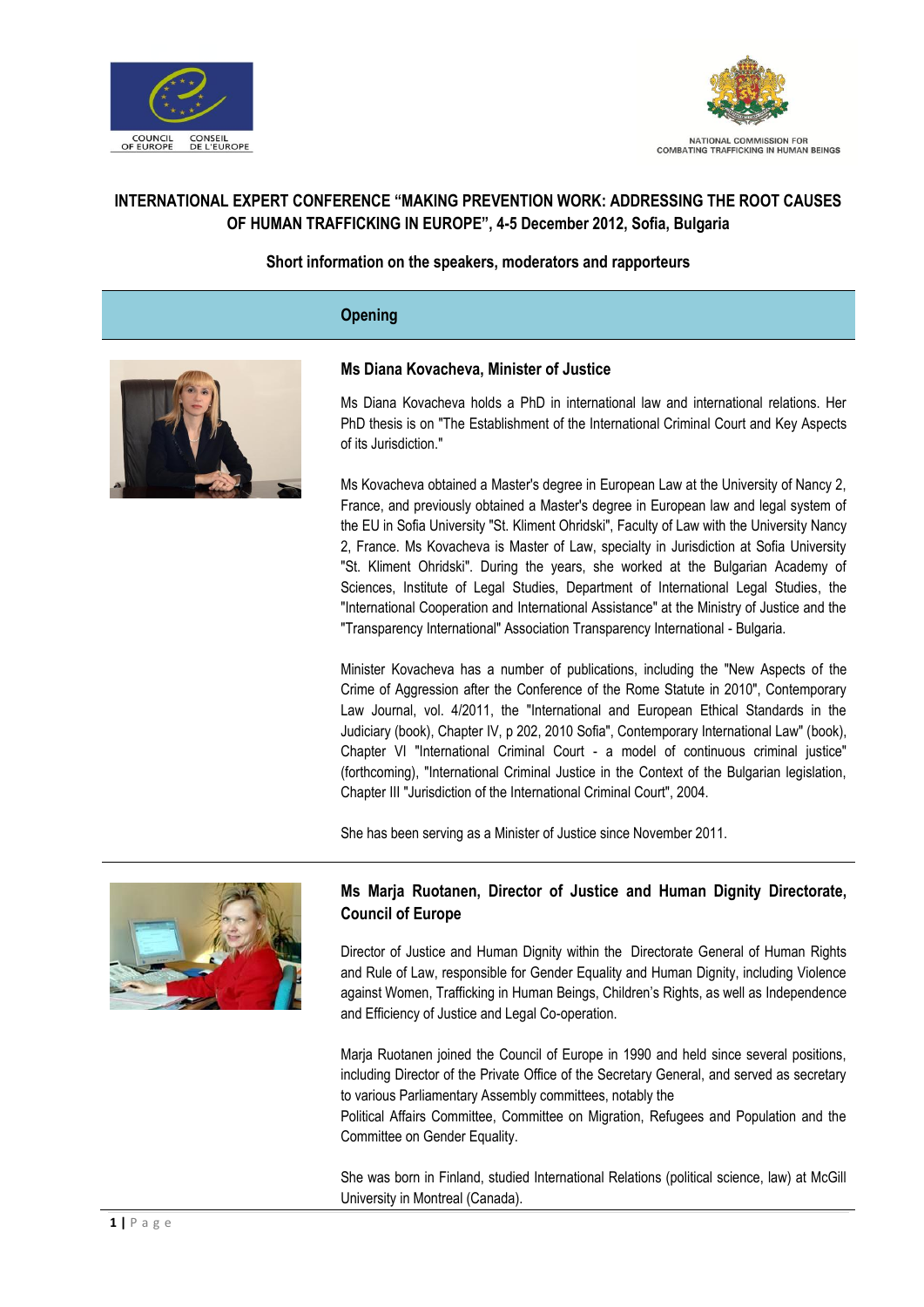COUNCIL OF EUROPE CONSEIL DE L'EUROPE

NATIONAL COMMISSION FOR COMBATING TRAFFICKING IN HUMAN BEINGS

# INTERNATIONAL EXPERT CONFERENCE "MAKING PREVENTION WORK: ADDRESSING THE ROOT CAUSES OF HUMAN TRAFFICKING IN EUROPE", 4-5 December 2012, Sofia, Bulgaria

**Short information on the speakers, moderators and rapporteurs**

## Opening

### Ms Diana Kovacheva, Minister of Justice

Ms Diana Kovacheva holds a PhD in international law and international relations. Her PhD thesis is on "The Establishment of the International Criminal Court and Key Aspects of its Jurisdiction."

Ms Kovacheva obtained a Master's degree in European Law at the University of Nancy 2, France, and previously obtained a Master's degree in European law and legal system of the EU in Sofia University "St. Kliment Ohridski", Faculty of Law with the University Nancy 2, France. Ms Kovacheva is Master of Law, specialty in Jurisdiction at Sofia University "St. Kliment Ohridski". During the years, she worked at the Bulgarian Academy of Sciences, Institute of Legal Studies, Department of International Legal Studies, the "International Cooperation and International Assistance" at the Ministry of Justice and the "Transparency International" Association Transparency International - Bulgaria.

Minister Kovacheva has a number of publications, including the "New Aspects of the Crime of Aggression after the Conference of the Rome Statute in 2010", Contemporary Law Journal, vol. 4/2011, the "International and European Ethical Standards in the Judiciary (book), Chapter IV, p 202, 2010 Sofia", Contemporary International Law" (book), Chapter VI "International Criminal Court - a model of continuous criminal justice" (forthcoming), "International Criminal Justice in the Context of the Bulgarian legislation, Chapter III "Jurisdiction of the International Criminal Court", 2004.

She has been serving as a Minister of Justice since November 2011.

### Ms Marja Ruotanen, Director of Justice and Human Dignity Directorate, Council of Europe

Director of Justice and Human Dignity within the Directorate General of Human Rights and Rule of Law, responsible for Gender Equality and Human Dignity, including Violence against Women, Trafficking in Human Beings, Children's Rights, as well as Independence and Efficiency of Justice and Legal Co-operation.

Marja Ruotanen joined the Council of Europe in 1990 and held since several positions, including Director of the Private Office of the Secretary General, and served as secretary to various Parliamentary Assembly committees, notably the Political Affairs Committee, Committee on Migration, Refugees and Population and the Committee on Gender Equality.

She was born in Finland, studied International Relations (political science, law) at McGill University in Montreal (Canada).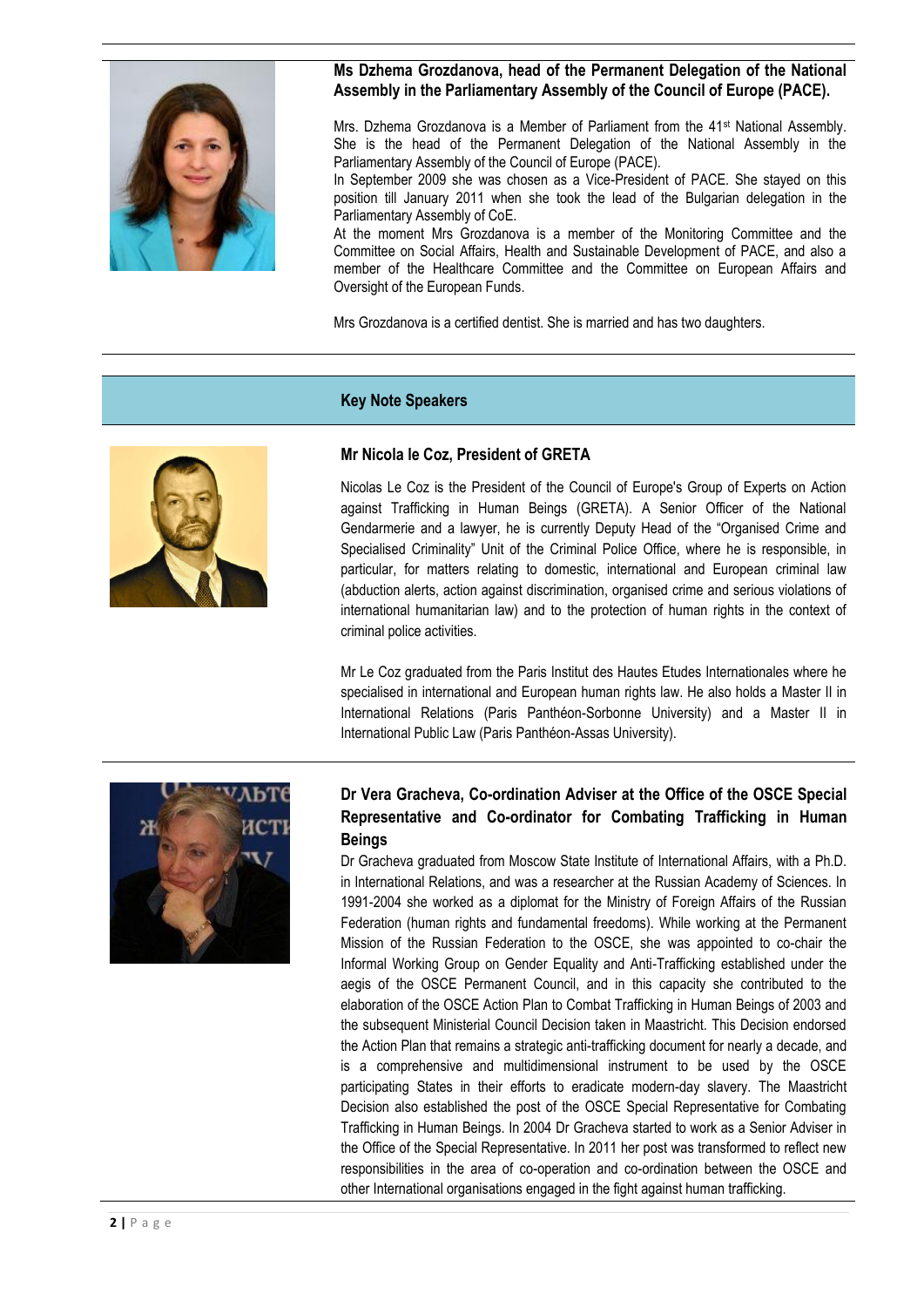**Ms Dzhema Grozdanova, head of the Permanent Delegation of the National Assembly in the Parliamentary Assembly of the Council of Europe (PACE).**

Mrs. Dzhema Grozdanova is a Member of Parliament from the 41st National Assembly. She is the head of the Permanent Delegation of the National Assembly in the Parliamentary Assembly of the Council of Europe (PACE).
In September 2009 she was chosen as a Vice-President of PACE. She stayed on this position till January 2011 when she took the lead of the Bulgarian delegation in the Parliamentary Assembly of CoE.
At the moment Mrs Grozdanova is a member of the Monitoring Committee and the Committee on Social Affairs, Health and Sustainable Development of PACE, and also a member of the Healthcare Committee and the Committee on European Affairs and Oversight of the European Funds.

Mrs Grozdanova is a certified dentist. She is married and has two daughters.

## Key Note Speakers

**Mr Nicola le Coz, President of GRETA**

Nicolas Le Coz is the President of the Council of Europe's Group of Experts on Action against Trafficking in Human Beings (GRETA). A Senior Officer of the National Gendarmerie and a lawyer, he is currently Deputy Head of the "Organised Crime and Specialised Criminality" Unit of the Criminal Police Office, where he is responsible, in particular, for matters relating to domestic, international and European criminal law (abduction alerts, action against discrimination, organised crime and serious violations of international humanitarian law) and to the protection of human rights in the context of criminal police activities.

Mr Le Coz graduated from the Paris Institut des Hautes Etudes Internationales where he specialised in international and European human rights law. He also holds a Master II in International Relations (Paris Panthéon-Sorbonne University) and a Master II in International Public Law (Paris Panthéon-Assas University).

**Dr Vera Gracheva, Co-ordination Adviser at the Office of the OSCE Special Representative and Co-ordinator for Combating Trafficking in Human Beings**

Dr Gracheva graduated from Moscow State Institute of International Affairs, with a Ph.D. in International Relations, and was a researcher at the Russian Academy of Sciences. In 1991-2004 she worked as a diplomat for the Ministry of Foreign Affairs of the Russian Federation (human rights and fundamental freedoms). While working at the Permanent Mission of the Russian Federation to the OSCE, she was appointed to co-chair the Informal Working Group on Gender Equality and Anti-Trafficking established under the aegis of the OSCE Permanent Council, and in this capacity she contributed to the elaboration of the OSCE Action Plan to Combat Trafficking in Human Beings of 2003 and the subsequent Ministerial Council Decision taken in Maastricht. This Decision endorsed the Action Plan that remains a strategic anti-trafficking document for nearly a decade, and is a comprehensive and multidimensional instrument to be used by the OSCE participating States in their efforts to eradicate modern-day slavery. The Maastricht Decision also established the post of the OSCE Special Representative for Combating Trafficking in Human Beings. In 2004 Dr Gracheva started to work as a Senior Adviser in the Office of the Special Representative. In 2011 her post was transformed to reflect new responsibilities in the area of co-operation and co-ordination between the OSCE and other International organisations engaged in the fight against human trafficking.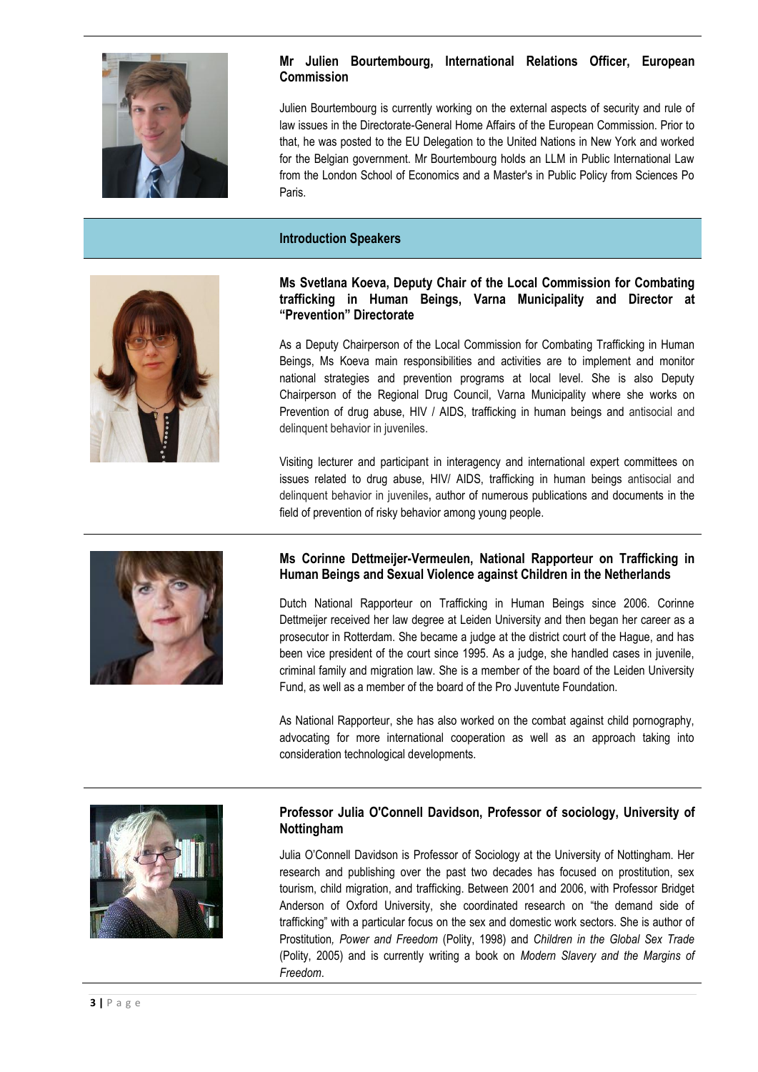**Mr Julien Bourtembourg, International Relations Officer, European Commission**

Julien Bourtembourg is currently working on the external aspects of security and rule of law issues in the Directorate-General Home Affairs of the European Commission. Prior to that, he was posted to the EU Delegation to the United Nations in New York and worked for the Belgian government. Mr Bourtembourg holds an LLM in Public International Law from the London School of Economics and a Master's in Public Policy from Sciences Po Paris.

## Introduction Speakers

**Ms Svetlana Koeva, Deputy Chair of the Local Commission for Combating trafficking in Human Beings, Varna Municipality and Director at "Prevention" Directorate**

As a Deputy Chairperson of the Local Commission for Combating Trafficking in Human Beings, Ms Koeva main responsibilities and activities are to implement and monitor national strategies and prevention programs at local level. She is also Deputy Chairperson of the Regional Drug Council, Varna Municipality where she works on Prevention of drug abuse, HIV / AIDS, trafficking in human beings and antisocial and delinquent behavior in juveniles.

Visiting lecturer and participant in interagency and international expert committees on issues related to drug abuse, HIV/ AIDS, trafficking in human beings antisocial and delinquent behavior in juveniles, author of numerous publications and documents in the field of prevention of risky behavior among young people.

**Ms Corinne Dettmeijer-Vermeulen, National Rapporteur on Trafficking in Human Beings and Sexual Violence against Children in the Netherlands**

Dutch National Rapporteur on Trafficking in Human Beings since 2006. Corinne Dettmeijer received her law degree at Leiden University and then began her career as a prosecutor in Rotterdam. She became a judge at the district court of the Hague, and has been vice president of the court since 1995. As a judge, she handled cases in juvenile, criminal family and migration law. She is a member of the board of the Leiden University Fund, as well as a member of the board of the Pro Juventute Foundation.

As National Rapporteur, she has also worked on the combat against child pornography, advocating for more international cooperation as well as an approach taking into consideration technological developments.

**Professor Julia O'Connell Davidson, Professor of sociology, University of Nottingham**

Julia O'Connell Davidson is Professor of Sociology at the University of Nottingham. Her research and publishing over the past two decades has focused on prostitution, sex tourism, child migration, and trafficking. Between 2001 and 2006, with Professor Bridget Anderson of Oxford University, she coordinated research on "the demand side of trafficking" with a particular focus on the sex and domestic work sectors. She is author of Prostitution*, Power and Freedom* (Polity, 1998) and *Children in the Global Sex Trade* (Polity, 2005) and is currently writing a book on *Modern Slavery and the Margins of Freedom*.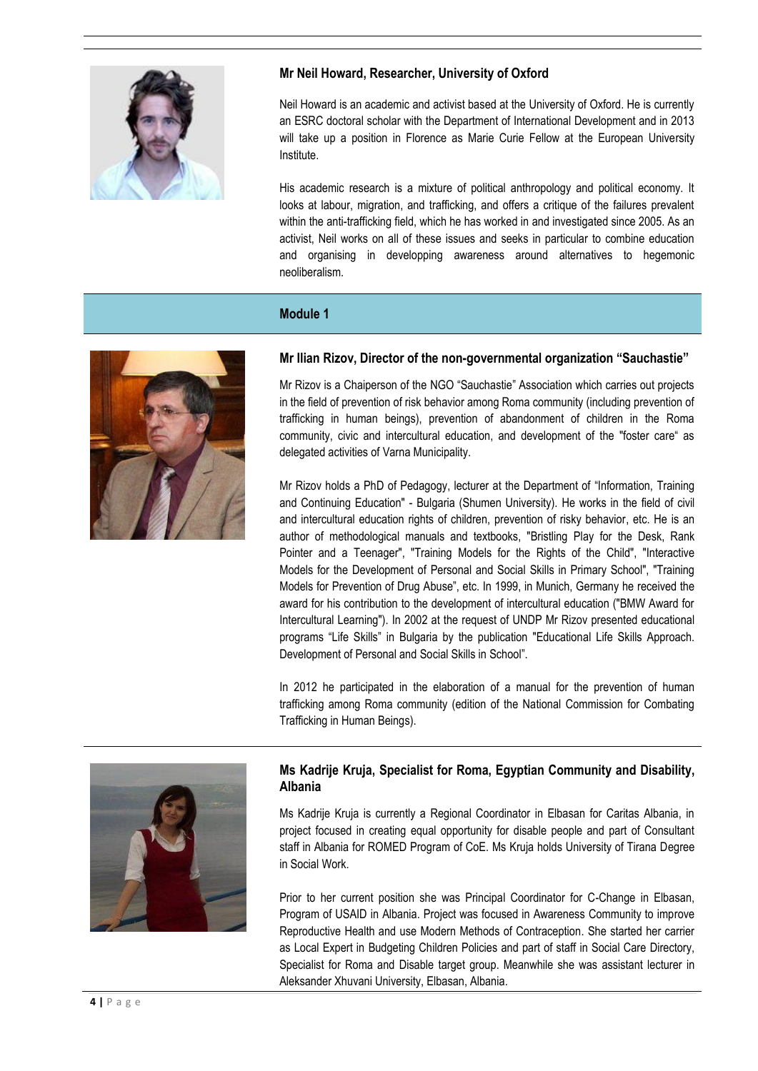### Mr Neil Howard, Researcher, University of Oxford

Neil Howard is an academic and activist based at the University of Oxford. He is currently an ESRC doctoral scholar with the Department of International Development and in 2013 will take up a position in Florence as Marie Curie Fellow at the European University Institute.

His academic research is a mixture of political anthropology and political economy. It looks at labour, migration, and trafficking, and offers a critique of the failures prevalent within the anti-trafficking field, which he has worked in and investigated since 2005. As an activist, Neil works on all of these issues and seeks in particular to combine education and organising in developping awareness around alternatives to hegemonic neoliberalism.

## Module 1

### Mr Ilian Rizov, Director of the non-governmental organization "Sauchastie"

Mr Rizov is a Chaiperson of the NGO "Sauchastie" Association which carries out projects in the field of prevention of risk behavior among Roma community (including prevention of trafficking in human beings), prevention of abandonment of children in the Roma community, civic and intercultural education, and development of the "foster care" as delegated activities of Varna Municipality.

Mr Rizov holds a PhD of Pedagogy, lecturer at the Department of "Information, Training and Continuing Education" - Bulgaria (Shumen University). He works in the field of civil and intercultural education rights of children, prevention of risky behavior, etc. He is an author of methodological manuals and textbooks, "Bristling Play for the Desk, Rank Pointer and a Teenager", "Training Models for the Rights of the Child", "Interactive Models for the Development of Personal and Social Skills in Primary School", "Training Models for Prevention of Drug Abuse", etc. In 1999, in Munich, Germany he received the award for his contribution to the development of intercultural education ("BMW Award for Intercultural Learning"). In 2002 at the request of UNDP Mr Rizov presented educational programs "Life Skills" in Bulgaria by the publication "Educational Life Skills Approach. Development of Personal and Social Skills in School".

In 2012 he participated in the elaboration of a manual for the prevention of human trafficking among Roma community (edition of the National Commission for Combating Trafficking in Human Beings).

### Ms Kadrije Kruja, Specialist for Roma, Egyptian Community and Disability, Albania

Ms Kadrije Kruja is currently a Regional Coordinator in Elbasan for Caritas Albania, in project focused in creating equal opportunity for disable people and part of Consultant staff in Albania for ROMED Program of CoE. Ms Kruja holds University of Tirana Degree in Social Work.

Prior to her current position she was Principal Coordinator for C-Change in Elbasan, Program of USAID in Albania. Project was focused in Awareness Community to improve Reproductive Health and use Modern Methods of Contraception. She started her carrier as Local Expert in Budgeting Children Policies and part of staff in Social Care Directory, Specialist for Roma and Disable target group. Meanwhile she was assistant lecturer in Aleksander Xhuvani University, Elbasan, Albania.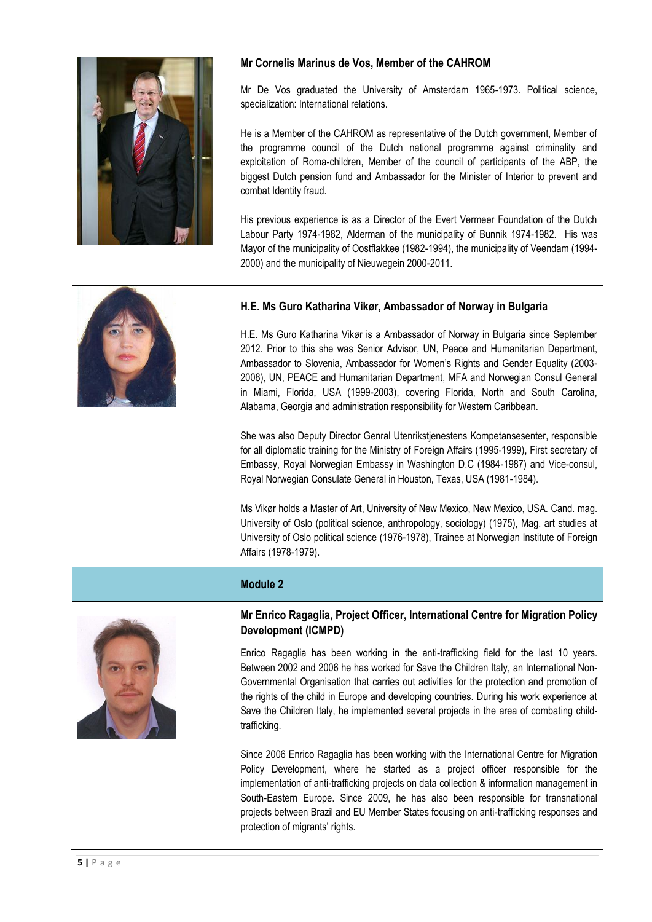### Mr Cornelis Marinus de Vos, Member of the CAHROM

Mr De Vos graduated the University of Amsterdam 1965-1973. Political science, specialization: International relations.

He is a Member of the CAHROM as representative of the Dutch government, Member of the programme council of the Dutch national programme against criminality and exploitation of Roma-children, Member of the council of participants of the ABP, the biggest Dutch pension fund and Ambassador for the Minister of Interior to prevent and combat Identity fraud.

His previous experience is as a Director of the Evert Vermeer Foundation of the Dutch Labour Party 1974-1982, Alderman of the municipality of Bunnik 1974-1982. His was Mayor of the municipality of Oostflakkee (1982-1994), the municipality of Veendam (1994-2000) and the municipality of Nieuwegein 2000-2011.

### H.E. Ms Guro Katharina Vikør, Ambassador of Norway in Bulgaria

H.E. Ms Guro Katharina Vikør is a Ambassador of Norway in Bulgaria since September 2012. Prior to this she was Senior Advisor, UN, Peace and Humanitarian Department, Ambassador to Slovenia, Ambassador for Women's Rights and Gender Equality (2003-2008), UN, PEACE and Humanitarian Department, MFA and Norwegian Consul General in Miami, Florida, USA (1999-2003), covering Florida, North and South Carolina, Alabama, Georgia and administration responsibility for Western Caribbean.

She was also Deputy Director Genral Utenrikstjenestens Kompetansesenter, responsible for all diplomatic training for the Ministry of Foreign Affairs (1995-1999), First secretary of Embassy, Royal Norwegian Embassy in Washington D.C (1984-1987) and Vice-consul, Royal Norwegian Consulate General in Houston, Texas, USA (1981-1984).

Ms Vikør holds a Master of Art, University of New Mexico, New Mexico, USA. Cand. mag. University of Oslo (political science, anthropology, sociology) (1975), Mag. art studies at University of Oslo political science (1976-1978), Trainee at Norwegian Institute of Foreign Affairs (1978-1979).

## Module 2

### Mr Enrico Ragaglia, Project Officer, International Centre for Migration Policy Development (ICMPD)

Enrico Ragaglia has been working in the anti-trafficking field for the last 10 years. Between 2002 and 2006 he has worked for Save the Children Italy, an International Non-Governmental Organisation that carries out activities for the protection and promotion of the rights of the child in Europe and developing countries. During his work experience at Save the Children Italy, he implemented several projects in the area of combating child-trafficking.

Since 2006 Enrico Ragaglia has been working with the International Centre for Migration Policy Development, where he started as a project officer responsible for the implementation of anti-trafficking projects on data collection & information management in South-Eastern Europe. Since 2009, he has also been responsible for transnational projects between Brazil and EU Member States focusing on anti-trafficking responses and protection of migrants' rights.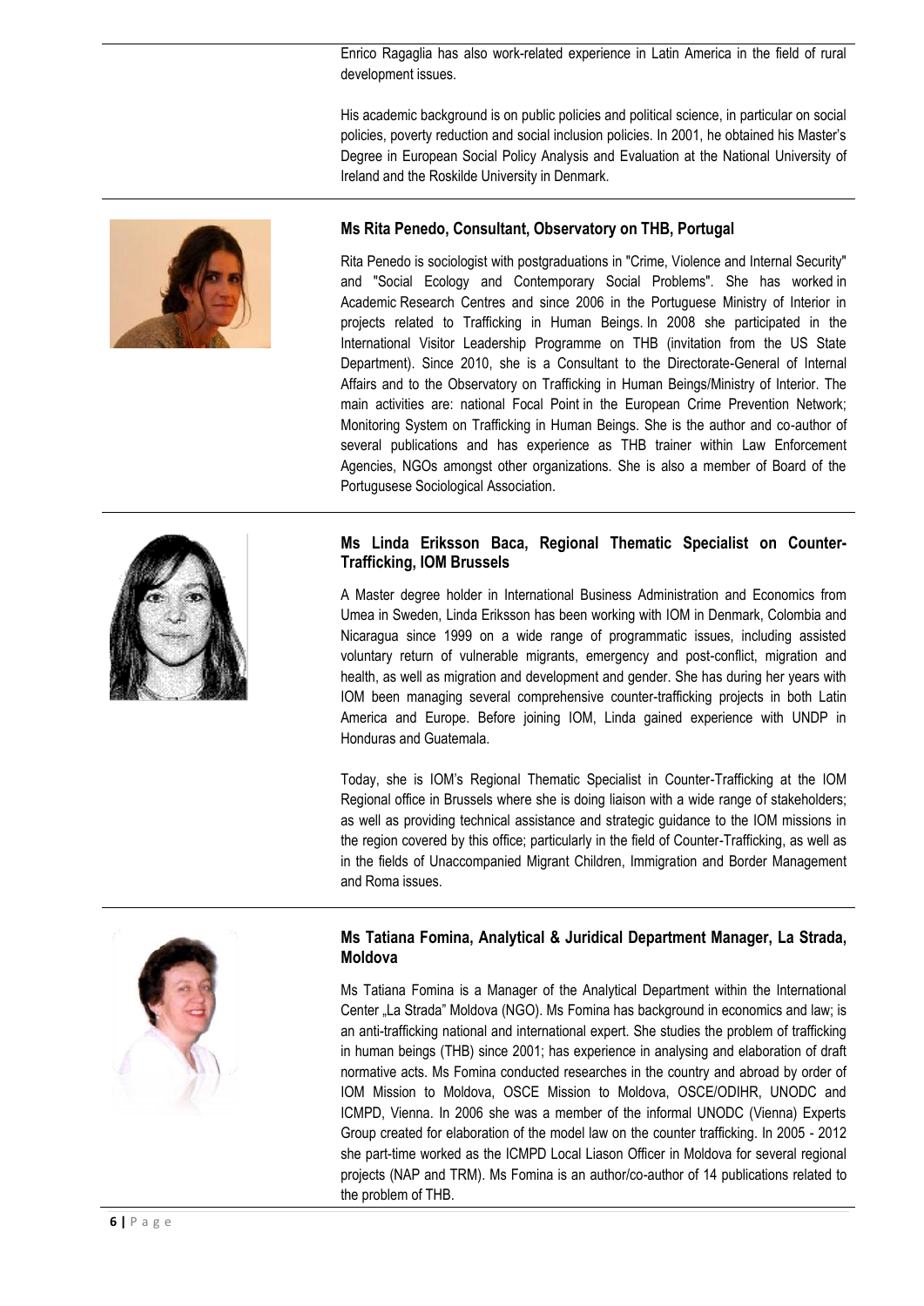Enrico Ragaglia has also work-related experience in Latin America in the field of rural development issues.

His academic background is on public policies and political science, in particular on social policies, poverty reduction and social inclusion policies. In 2001, he obtained his Master's Degree in European Social Policy Analysis and Evaluation at the National University of Ireland and the Roskilde University in Denmark.

### Ms Rita Penedo, Consultant, Observatory on THB, Portugal

Rita Penedo is sociologist with postgraduations in "Crime, Violence and Internal Security" and "Social Ecology and Contemporary Social Problems". She has worked in Academic Research Centres and since 2006 in the Portuguese Ministry of Interior in projects related to Trafficking in Human Beings. In 2008 she participated in the International Visitor Leadership Programme on THB (invitation from the US State Department). Since 2010, she is a Consultant to the Directorate-General of Internal Affairs and to the Observatory on Trafficking in Human Beings/Ministry of Interior. The main activities are: national Focal Point in the European Crime Prevention Network; Monitoring System on Trafficking in Human Beings. She is the author and co-author of several publications and has experience as THB trainer within Law Enforcement Agencies, NGOs amongst other organizations. She is also a member of Board of the Portugusese Sociological Association.

### Ms Linda Eriksson Baca, Regional Thematic Specialist on Counter-Trafficking, IOM Brussels

A Master degree holder in International Business Administration and Economics from Umea in Sweden, Linda Eriksson has been working with IOM in Denmark, Colombia and Nicaragua since 1999 on a wide range of programmatic issues, including assisted voluntary return of vulnerable migrants, emergency and post-conflict, migration and health, as well as migration and development and gender. She has during her years with IOM been managing several comprehensive counter-trafficking projects in both Latin America and Europe. Before joining IOM, Linda gained experience with UNDP in Honduras and Guatemala.

Today, she is IOM's Regional Thematic Specialist in Counter-Trafficking at the IOM Regional office in Brussels where she is doing liaison with a wide range of stakeholders; as well as providing technical assistance and strategic guidance to the IOM missions in the region covered by this office; particularly in the field of Counter-Trafficking, as well as in the fields of Unaccompanied Migrant Children, Immigration and Border Management and Roma issues.

### Ms Tatiana Fomina, Analytical & Juridical Department Manager, La Strada, Moldova

Ms Tatiana Fomina is a Manager of the Analytical Department within the International Center „La Strada" Moldova (NGO). Ms Fomina has background in economics and law; is an anti-trafficking national and international expert. She studies the problem of trafficking in human beings (THB) since 2001; has experience in analysing and elaboration of draft normative acts. Ms Fomina conducted researches in the country and abroad by order of IOM Mission to Moldova, OSCE Mission to Moldova, OSCE/ODIHR, UNODC and ICMPD, Vienna. In 2006 she was a member of the informal UNODC (Vienna) Experts Group created for elaboration of the model law on the counter trafficking. In 2005 - 2012 she part-time worked as the ICMPD Local Liason Officer in Moldova for several regional projects (NAP and TRM). Ms Fomina is an author/co-author of 14 publications related to the problem of THB.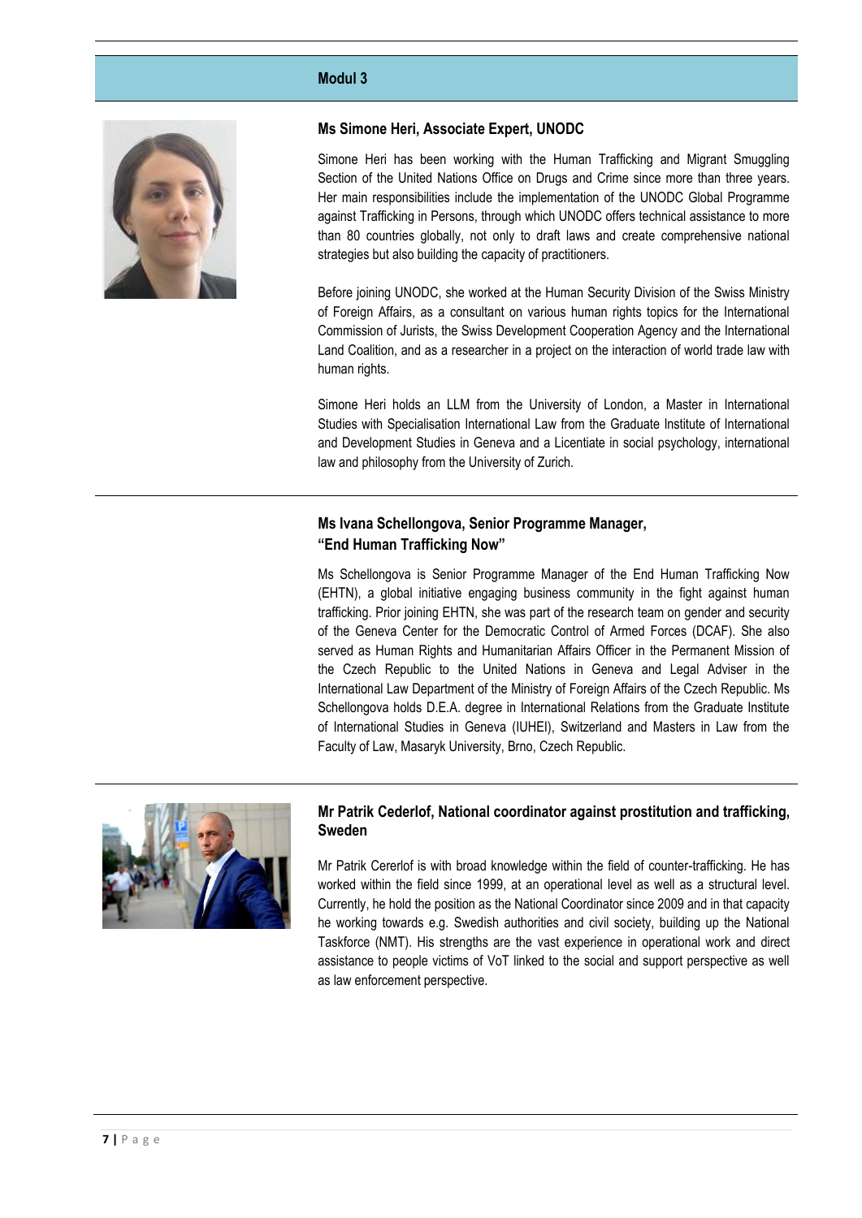## Modul 3

### Ms Simone Heri, Associate Expert, UNODC

Simone Heri has been working with the Human Trafficking and Migrant Smuggling Section of the United Nations Office on Drugs and Crime since more than three years. Her main responsibilities include the implementation of the UNODC Global Programme against Trafficking in Persons, through which UNODC offers technical assistance to more than 80 countries globally, not only to draft laws and create comprehensive national strategies but also building the capacity of practitioners.

Before joining UNODC, she worked at the Human Security Division of the Swiss Ministry of Foreign Affairs, as a consultant on various human rights topics for the International Commission of Jurists, the Swiss Development Cooperation Agency and the International Land Coalition, and as a researcher in a project on the interaction of world trade law with human rights.

Simone Heri holds an LLM from the University of London, a Master in International Studies with Specialisation International Law from the Graduate Institute of International and Development Studies in Geneva and a Licentiate in social psychology, international law and philosophy from the University of Zurich.

### Ms Ivana Schellongova, Senior Programme Manager, "End Human Trafficking Now"

Ms Schellongova is Senior Programme Manager of the End Human Trafficking Now (EHTN), a global initiative engaging business community in the fight against human trafficking. Prior joining EHTN, she was part of the research team on gender and security of the Geneva Center for the Democratic Control of Armed Forces (DCAF). She also served as Human Rights and Humanitarian Affairs Officer in the Permanent Mission of the Czech Republic to the United Nations in Geneva and Legal Adviser in the International Law Department of the Ministry of Foreign Affairs of the Czech Republic. Ms Schellongova holds D.E.A. degree in International Relations from the Graduate Institute of International Studies in Geneva (IUHEI), Switzerland and Masters in Law from the Faculty of Law, Masaryk University, Brno, Czech Republic.

### Mr Patrik Cederlof, National coordinator against prostitution and trafficking, Sweden

Mr Patrik Cererlof is with broad knowledge within the field of counter-trafficking. He has worked within the field since 1999, at an operational level as well as a structural level. Currently, he hold the position as the National Coordinator since 2009 and in that capacity he working towards e.g. Swedish authorities and civil society, building up the National Taskforce (NMT). His strengths are the vast experience in operational work and direct assistance to people victims of VoT linked to the social and support perspective as well as law enforcement perspective.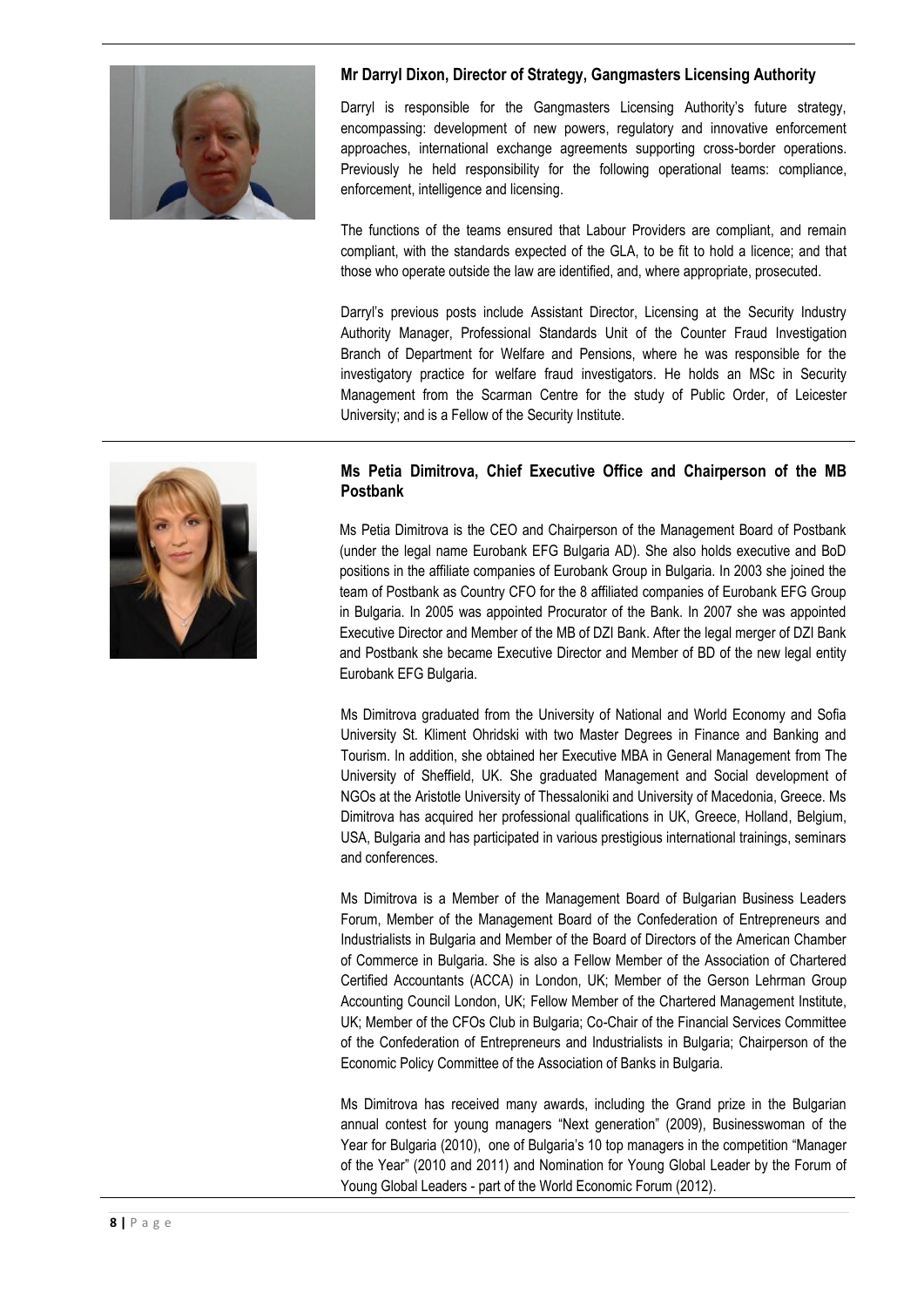**Mr Darryl Dixon, Director of Strategy, Gangmasters Licensing Authority**

Darryl is responsible for the Gangmasters Licensing Authority's future strategy, encompassing: development of new powers, regulatory and innovative enforcement approaches, international exchange agreements supporting cross-border operations. Previously he held responsibility for the following operational teams: compliance, enforcement, intelligence and licensing.

The functions of the teams ensured that Labour Providers are compliant, and remain compliant, with the standards expected of the GLA, to be fit to hold a licence; and that those who operate outside the law are identified, and, where appropriate, prosecuted.

Darryl's previous posts include Assistant Director, Licensing at the Security Industry Authority Manager, Professional Standards Unit of the Counter Fraud Investigation Branch of Department for Welfare and Pensions, where he was responsible for the investigatory practice for welfare fraud investigators. He holds an MSc in Security Management from the Scarman Centre for the study of Public Order, of Leicester University; and is a Fellow of the Security Institute.

**Ms Petia Dimitrova, Chief Executive Office and Chairperson of the MB Postbank**

Ms Petia Dimitrova is the CEO and Chairperson of the Management Board of Postbank (under the legal name Eurobank EFG Bulgaria AD). She also holds executive and BoD positions in the affiliate companies of Eurobank Group in Bulgaria. In 2003 she joined the team of Postbank as Country CFO for the 8 affiliated companies of Eurobank EFG Group in Bulgaria. In 2005 was appointed Procurator of the Bank. In 2007 she was appointed Executive Director and Member of the MB of DZI Bank. After the legal merger of DZI Bank and Postbank she became Executive Director and Member of BD of the new legal entity Eurobank EFG Bulgaria.

Ms Dimitrova graduated from the University of National and World Economy and Sofia University St. Kliment Ohridski with two Master Degrees in Finance and Banking and Tourism. In addition, she obtained her Executive MBA in General Management from The University of Sheffield, UK. She graduated Management and Social development of NGOs at the Aristotle University of Thessaloniki and University of Macedonia, Greece. Ms Dimitrova has acquired her professional qualifications in UK, Greece, Holland, Belgium, USA, Bulgaria and has participated in various prestigious international trainings, seminars and conferences.

Ms Dimitrova is a Member of the Management Board of Bulgarian Business Leaders Forum, Member of the Management Board of the Confederation of Entrepreneurs and Industrialists in Bulgaria and Member of the Board of Directors of the American Chamber of Commerce in Bulgaria. She is also a Fellow Member of the Association of Chartered Certified Accountants (ACCA) in London, UK; Member of the Gerson Lehrman Group Accounting Council London, UK; Fellow Member of the Chartered Management Institute, UK; Member of the CFOs Club in Bulgaria; Co-Chair of the Financial Services Committee of the Confederation of Entrepreneurs and Industrialists in Bulgaria; Chairperson of the Economic Policy Committee of the Association of Banks in Bulgaria.

Ms Dimitrova has received many awards, including the Grand prize in the Bulgarian annual contest for young managers "Next generation" (2009), Businesswoman of the Year for Bulgaria (2010), one of Bulgaria's 10 top managers in the competition "Manager of the Year" (2010 and 2011) and Nomination for Young Global Leader by the Forum of Young Global Leaders - part of the World Economic Forum (2012).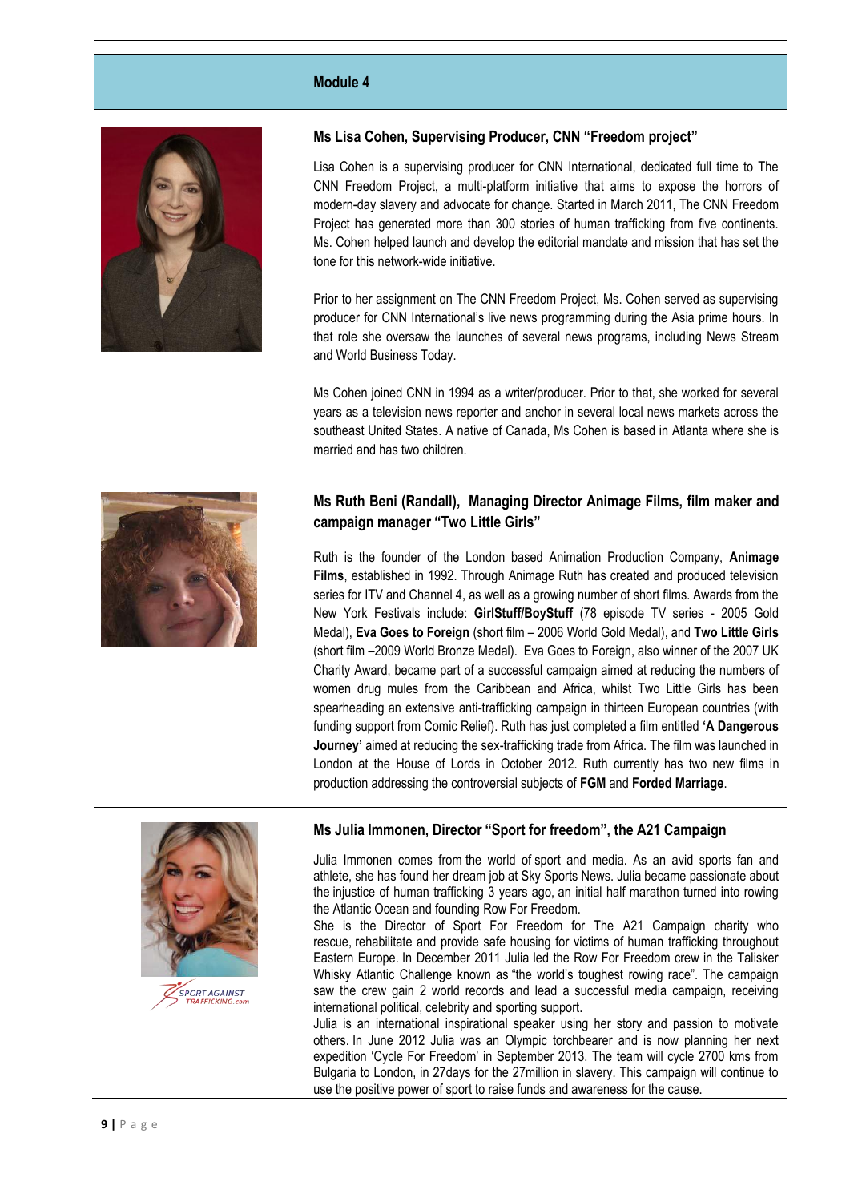## Module 4

### Ms Lisa Cohen, Supervising Producer, CNN "Freedom project"

Lisa Cohen is a supervising producer for CNN International, dedicated full time to The CNN Freedom Project, a multi-platform initiative that aims to expose the horrors of modern-day slavery and advocate for change. Started in March 2011, The CNN Freedom Project has generated more than 300 stories of human trafficking from five continents. Ms. Cohen helped launch and develop the editorial mandate and mission that has set the tone for this network-wide initiative.

Prior to her assignment on The CNN Freedom Project, Ms. Cohen served as supervising producer for CNN International's live news programming during the Asia prime hours. In that role she oversaw the launches of several news programs, including News Stream and World Business Today.

Ms Cohen joined CNN in 1994 as a writer/producer. Prior to that, she worked for several years as a television news reporter and anchor in several local news markets across the southeast United States. A native of Canada, Ms Cohen is based in Atlanta where she is married and has two children.

### Ms Ruth Beni (Randall), Managing Director Animage Films, film maker and campaign manager "Two Little Girls"

Ruth is the founder of the London based Animation Production Company, **Animage Films**, established in 1992. Through Animage Ruth has created and produced television series for ITV and Channel 4, as well as a growing number of short films. Awards from the New York Festivals include: **GirlStuff/BoyStuff** (78 episode TV series - 2005 Gold Medal), **Eva Goes to Foreign** (short film – 2006 World Gold Medal), and **Two Little Girls** (short film –2009 World Bronze Medal). Eva Goes to Foreign, also winner of the 2007 UK Charity Award, became part of a successful campaign aimed at reducing the numbers of women drug mules from the Caribbean and Africa, whilst Two Little Girls has been spearheading an extensive anti-trafficking campaign in thirteen European countries (with funding support from Comic Relief). Ruth has just completed a film entitled **'A Dangerous Journey'** aimed at reducing the sex-trafficking trade from Africa. The film was launched in London at the House of Lords in October 2012. Ruth currently has two new films in production addressing the controversial subjects of **FGM** and **Forded Marriage**.

### Ms Julia Immonen, Director "Sport for freedom", the A21 Campaign

SPORT AGAINST TRAFFICKING.com

Julia Immonen comes from the world of sport and media. As an avid sports fan and athlete, she has found her dream job at Sky Sports News. Julia became passionate about the injustice of human trafficking 3 years ago, an initial half marathon turned into rowing the Atlantic Ocean and founding Row For Freedom.

She is the Director of Sport For Freedom for The A21 Campaign charity who rescue, rehabilitate and provide safe housing for victims of human trafficking throughout Eastern Europe. In December 2011 Julia led the Row For Freedom crew in the Talisker Whisky Atlantic Challenge known as "the world's toughest rowing race". The campaign saw the crew gain 2 world records and lead a successful media campaign, receiving international political, celebrity and sporting support.

Julia is an international inspirational speaker using her story and passion to motivate others. In June 2012 Julia was an Olympic torchbearer and is now planning her next expedition 'Cycle For Freedom' in September 2013. The team will cycle 2700 kms from Bulgaria to London, in 27days for the 27million in slavery. This campaign will continue to use the positive power of sport to raise funds and awareness for the cause.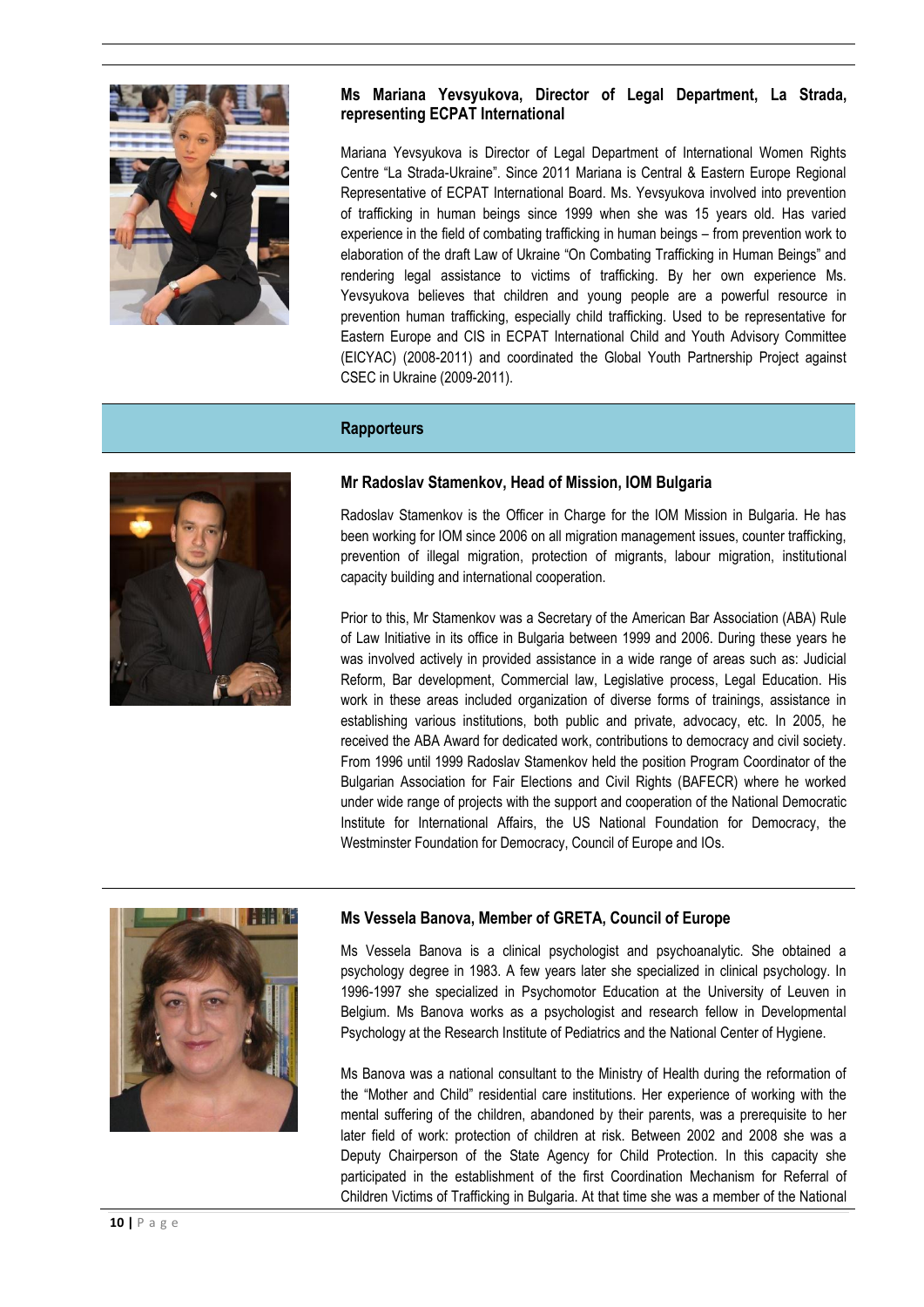### Ms Mariana Yevsyukova, Director of Legal Department, La Strada, representing ECPAT International

Mariana Yevsyukova is Director of Legal Department of International Women Rights Centre "La Strada-Ukraine". Since 2011 Mariana is Central & Eastern Europe Regional Representative of ECPAT International Board. Ms. Yevsyukova involved into prevention of trafficking in human beings since 1999 when she was 15 years old. Has varied experience in the field of combating trafficking in human beings – from prevention work to elaboration of the draft Law of Ukraine "On Combating Trafficking in Human Beings" and rendering legal assistance to victims of trafficking. By her own experience Ms. Yevsyukova believes that children and young people are a powerful resource in prevention human trafficking, especially child trafficking. Used to be representative for Eastern Europe and CIS in ECPAT International Child and Youth Advisory Committee (EICYAC) (2008-2011) and coordinated the Global Youth Partnership Project against CSEC in Ukraine (2009-2011).

## Rapporteurs

### Mr Radoslav Stamenkov, Head of Mission, IOM Bulgaria

Radoslav Stamenkov is the Officer in Charge for the IOM Mission in Bulgaria. He has been working for IOM since 2006 on all migration management issues, counter trafficking, prevention of illegal migration, protection of migrants, labour migration, institutional capacity building and international cooperation.

Prior to this, Mr Stamenkov was a Secretary of the American Bar Association (ABA) Rule of Law Initiative in its office in Bulgaria between 1999 and 2006. During these years he was involved actively in provided assistance in a wide range of areas such as: Judicial Reform, Bar development, Commercial law, Legislative process, Legal Education. His work in these areas included organization of diverse forms of trainings, assistance in establishing various institutions, both public and private, advocacy, etc. In 2005, he received the ABA Award for dedicated work, contributions to democracy and civil society. From 1996 until 1999 Radoslav Stamenkov held the position Program Coordinator of the Bulgarian Association for Fair Elections and Civil Rights (BAFECR) where he worked under wide range of projects with the support and cooperation of the National Democratic Institute for International Affairs, the US National Foundation for Democracy, the Westminster Foundation for Democracy, Council of Europe and IOs.

### Ms Vessela Banova, Member of GRETA, Council of Europe

Ms Vessela Banova is a clinical psychologist and psychoanalytic. She obtained a psychology degree in 1983. A few years later she specialized in clinical psychology. In 1996-1997 she specialized in Psychomotor Education at the University of Leuven in Belgium. Ms Banova works as a psychologist and research fellow in Developmental Psychology at the Research Institute of Pediatrics and the National Center of Hygiene.

Ms Banova was a national consultant to the Ministry of Health during the reformation of the "Mother and Child" residential care institutions. Her experience of working with the mental suffering of the children, abandoned by their parents, was a prerequisite to her later field of work: protection of children at risk. Between 2002 and 2008 she was a Deputy Chairperson of the State Agency for Child Protection. In this capacity she participated in the establishment of the first Coordination Mechanism for Referral of Children Victims of Trafficking in Bulgaria. At that time she was a member of the National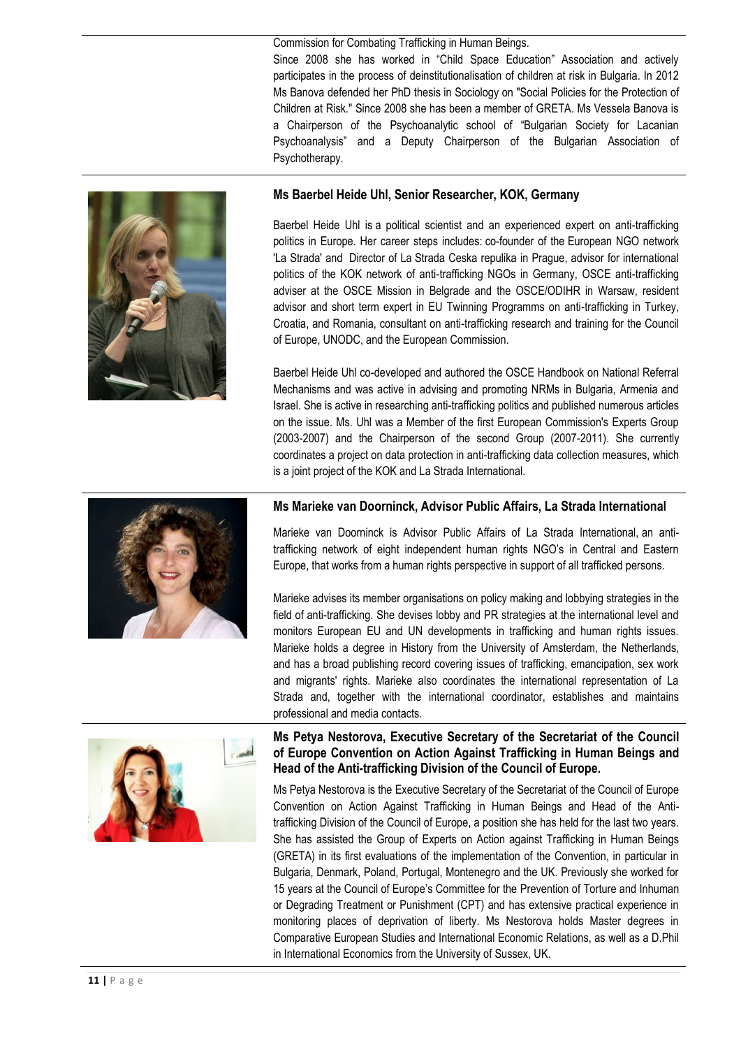Commission for Combating Trafficking in Human Beings.

Since 2008 she has worked in "Child Space Education" Association and actively participates in the process of deinstitutionalisation of children at risk in Bulgaria. In 2012 Ms Banova defended her PhD thesis in Sociology on "Social Policies for the Protection of Children at Risk." Since 2008 she has been a member of GRETA. Ms Vessela Banova is a Chairperson of the Psychoanalytic school of "Bulgarian Society for Lacanian Psychoanalysis" and a Deputy Chairperson of the Bulgarian Association of Psychotherapy.

**Ms Baerbel Heide Uhl, Senior Researcher, KOK, Germany**

Baerbel Heide Uhl is a political scientist and an experienced expert on anti-trafficking politics in Europe. Her career steps includes: co-founder of the European NGO network 'La Strada' and Director of La Strada Ceska repulika in Prague, advisor for international politics of the KOK network of anti-trafficking NGOs in Germany, OSCE anti-trafficking adviser at the OSCE Mission in Belgrade and the OSCE/ODIHR in Warsaw, resident advisor and short term expert in EU Twinning Programms on anti-trafficking in Turkey, Croatia, and Romania, consultant on anti-trafficking research and training for the Council of Europe, UNODC, and the European Commission.

Baerbel Heide Uhl co-developed and authored the OSCE Handbook on National Referral Mechanisms and was active in advising and promoting NRMs in Bulgaria, Armenia and Israel. She is active in researching anti-trafficking politics and published numerous articles on the issue. Ms. Uhl was a Member of the first European Commission's Experts Group (2003-2007) and the Chairperson of the second Group (2007-2011). She currently coordinates a project on data protection in anti-trafficking data collection measures, which is a joint project of the KOK and La Strada International.

**Ms Marieke van Doorninck, Advisor Public Affairs, La Strada International**

Marieke van Doorninck is Advisor Public Affairs of La Strada International, an anti-trafficking network of eight independent human rights NGO's in Central and Eastern Europe, that works from a human rights perspective in support of all trafficked persons.

Marieke advises its member organisations on policy making and lobbying strategies in the field of anti-trafficking. She devises lobby and PR strategies at the international level and monitors European EU and UN developments in trafficking and human rights issues. Marieke holds a degree in History from the University of Amsterdam, the Netherlands, and has a broad publishing record covering issues of trafficking, emancipation, sex work and migrants' rights. Marieke also coordinates the international representation of La Strada and, together with the international coordinator, establishes and maintains professional and media contacts.

**Ms Petya Nestorova, Executive Secretary of the Secretariat of the Council of Europe Convention on Action Against Trafficking in Human Beings and Head of the Anti-trafficking Division of the Council of Europe.**

Ms Petya Nestorova is the Executive Secretary of the Secretariat of the Council of Europe Convention on Action Against Trafficking in Human Beings and Head of the Anti-trafficking Division of the Council of Europe, a position she has held for the last two years. She has assisted the Group of Experts on Action against Trafficking in Human Beings (GRETA) in its first evaluations of the implementation of the Convention, in particular in Bulgaria, Denmark, Poland, Portugal, Montenegro and the UK. Previously she worked for 15 years at the Council of Europe's Committee for the Prevention of Torture and Inhuman or Degrading Treatment or Punishment (CPT) and has extensive practical experience in monitoring places of deprivation of liberty. Ms Nestorova holds Master degrees in Comparative European Studies and International Economic Relations, as well as a D.Phil in International Economics from the University of Sussex, UK.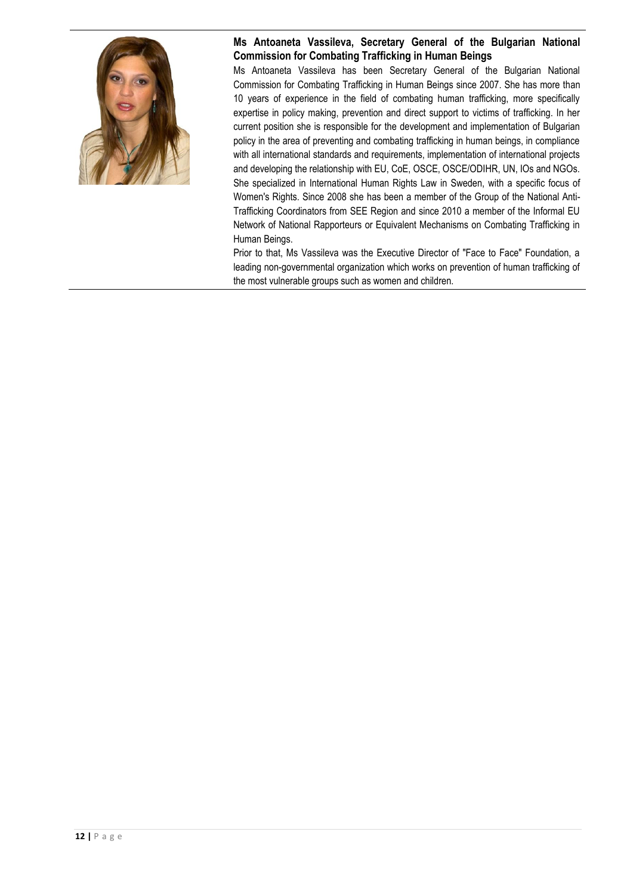**Ms Antoaneta Vassileva, Secretary General of the Bulgarian National Commission for Combating Trafficking in Human Beings**

Ms Antoaneta Vassileva has been Secretary General of the Bulgarian National Commission for Combating Trafficking in Human Beings since 2007. She has more than 10 years of experience in the field of combating human trafficking, more specifically expertise in policy making, prevention and direct support to victims of trafficking. In her current position she is responsible for the development and implementation of Bulgarian policy in the area of preventing and combating trafficking in human beings, in compliance with all international standards and requirements, implementation of international projects and developing the relationship with EU, CoE, OSCE, OSCE/ODIHR, UN, IOs and NGOs. She specialized in International Human Rights Law in Sweden, with a specific focus of Women's Rights. Since 2008 she has been a member of the Group of the National Anti-Trafficking Coordinators from SEE Region and since 2010 a member of the Informal EU Network of National Rapporteurs or Equivalent Mechanisms on Combating Trafficking in Human Beings.

Prior to that, Ms Vassileva was the Executive Director of "Face to Face" Foundation, a leading non-governmental organization which works on prevention of human trafficking of the most vulnerable groups such as women and children.